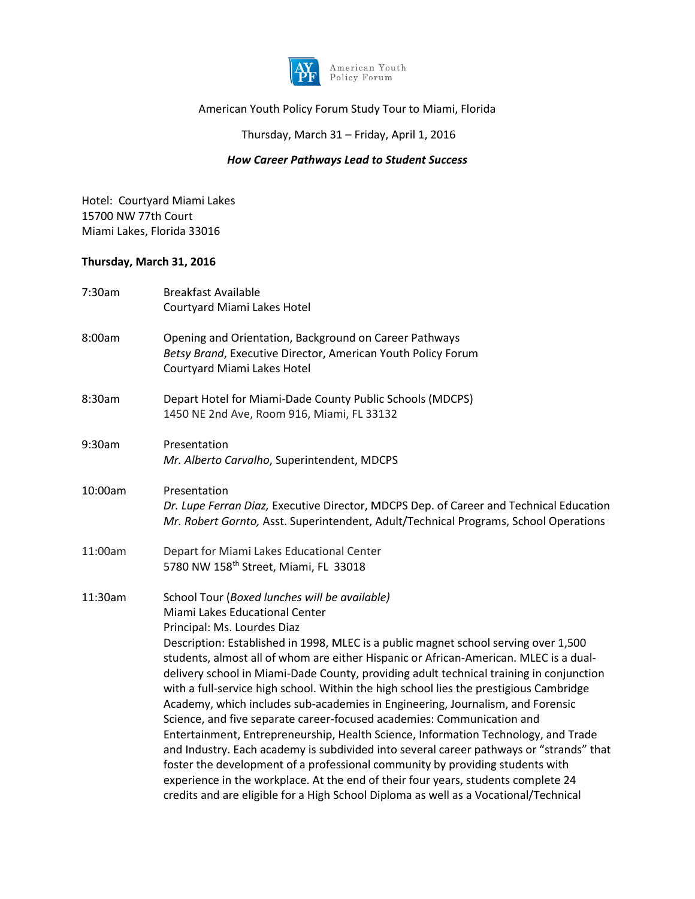American Youth Policy Forum

# American Youth Policy Forum Study Tour to Miami, Florida

Thursday, March 31 – Friday, April 1, 2016

***How Career Pathways Lead to Student Success***

Hotel: Courtyard Miami Lakes
15700 NW 77th Court
Miami Lakes, Florida 33016

## Thursday, March 31, 2016

7:30am — Breakfast Available
Courtyard Miami Lakes Hotel

8:00am — Opening and Orientation, Background on Career Pathways
*Betsy Brand*, Executive Director, American Youth Policy Forum
Courtyard Miami Lakes Hotel

8:30am — Depart Hotel for Miami-Dade County Public Schools (MDCPS)
1450 NE 2nd Ave, Room 916, Miami, FL 33132

9:30am — Presentation
*Mr. Alberto Carvalho*, Superintendent, MDCPS

10:00am — Presentation
*Dr. Lupe Ferran Diaz,* Executive Director, MDCPS Dep. of Career and Technical Education
*Mr. Robert Gornto,* Asst. Superintendent, Adult/Technical Programs, School Operations

11:00am — Depart for Miami Lakes Educational Center
5780 NW 158th Street, Miami, FL 33018

11:30am — School Tour (*Boxed lunches will be available)*
Miami Lakes Educational Center
Principal: Ms. Lourdes Diaz
Description: Established in 1998, MLEC is a public magnet school serving over 1,500 students, almost all of whom are either Hispanic or African-American. MLEC is a dual-delivery school in Miami-Dade County, providing adult technical training in conjunction with a full-service high school. Within the high school lies the prestigious Cambridge Academy, which includes sub-academies in Engineering, Journalism, and Forensic Science, and five separate career-focused academies: Communication and Entertainment, Entrepreneurship, Health Science, Information Technology, and Trade and Industry. Each academy is subdivided into several career pathways or "strands" that foster the development of a professional community by providing students with experience in the workplace. At the end of their four years, students complete 24 credits and are eligible for a High School Diploma as well as a Vocational/Technical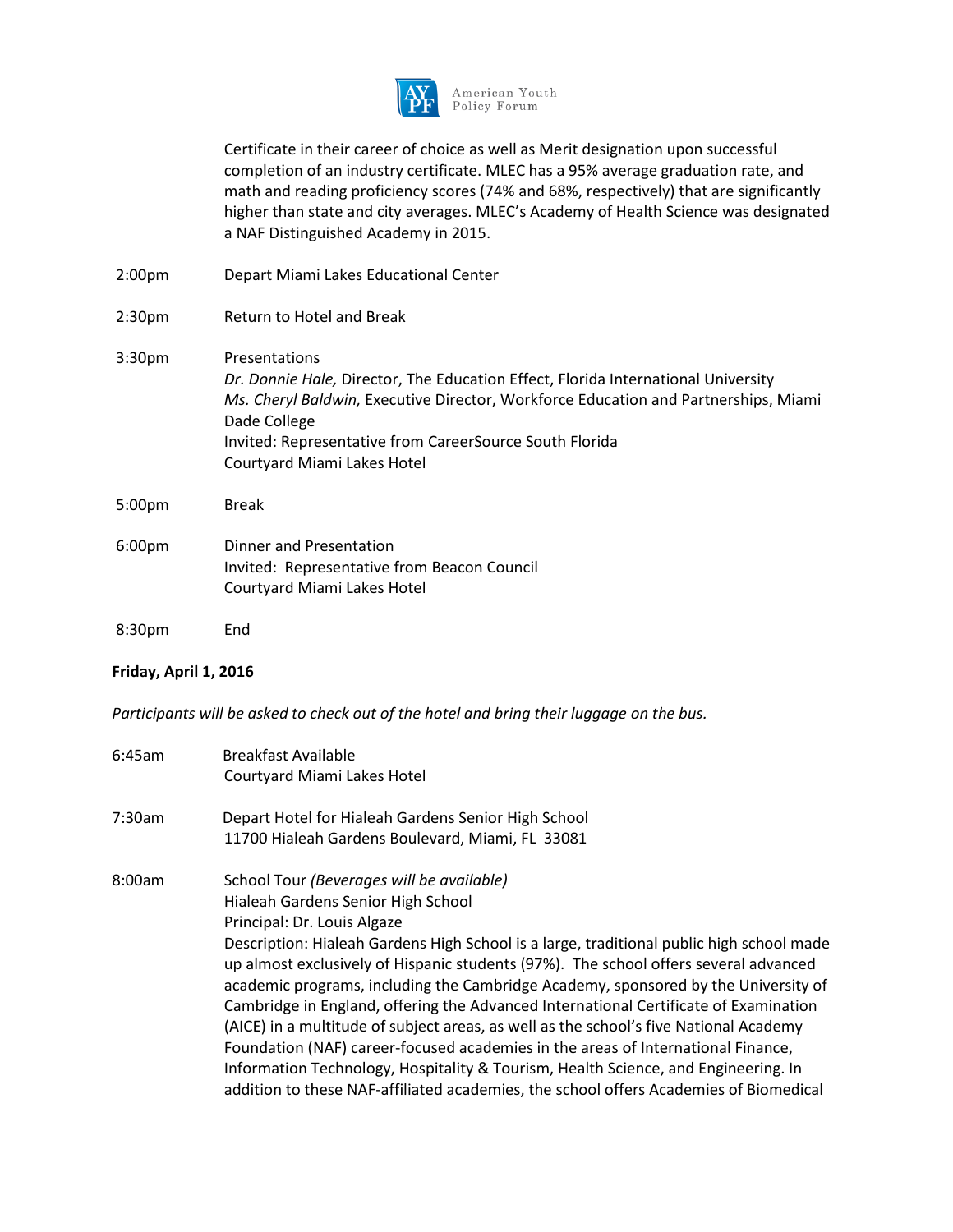Certificate in their career of choice as well as Merit designation upon successful completion of an industry certificate. MLEC has a 95% average graduation rate, and math and reading proficiency scores (74% and 68%, respectively) that are significantly higher than state and city averages. MLEC's Academy of Health Science was designated a NAF Distinguished Academy in 2015.

2:00pm Depart Miami Lakes Educational Center

2:30pm Return to Hotel and Break

3:30pm Presentations
*Dr. Donnie Hale,* Director, The Education Effect, Florida International University
*Ms. Cheryl Baldwin,* Executive Director, Workforce Education and Partnerships, Miami Dade College
Invited: Representative from CareerSource South Florida
Courtyard Miami Lakes Hotel

5:00pm Break

6:00pm Dinner and Presentation
Invited: Representative from Beacon Council
Courtyard Miami Lakes Hotel

8:30pm End

**Friday, April 1, 2016**

*Participants will be asked to check out of the hotel and bring their luggage on the bus.*

6:45am Breakfast Available
Courtyard Miami Lakes Hotel

7:30am Depart Hotel for Hialeah Gardens Senior High School
11700 Hialeah Gardens Boulevard, Miami, FL 33081

8:00am School Tour *(Beverages will be available)*
Hialeah Gardens Senior High School
Principal: Dr. Louis Algaze
Description: Hialeah Gardens High School is a large, traditional public high school made up almost exclusively of Hispanic students (97%). The school offers several advanced academic programs, including the Cambridge Academy, sponsored by the University of Cambridge in England, offering the Advanced International Certificate of Examination (AICE) in a multitude of subject areas, as well as the school's five National Academy Foundation (NAF) career-focused academies in the areas of International Finance, Information Technology, Hospitality & Tourism, Health Science, and Engineering. In addition to these NAF-affiliated academies, the school offers Academies of Biomedical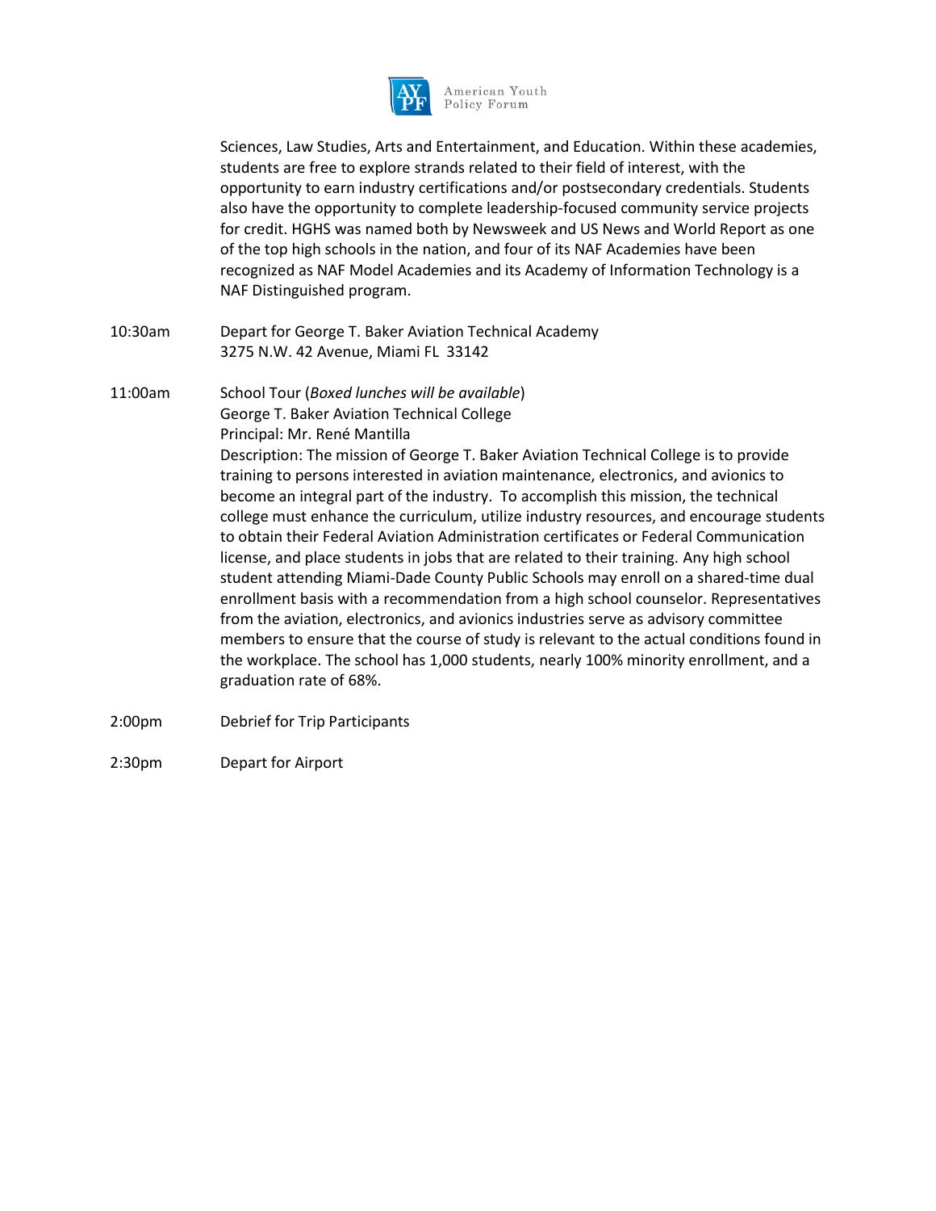Sciences, Law Studies, Arts and Entertainment, and Education. Within these academies, students are free to explore strands related to their field of interest, with the opportunity to earn industry certifications and/or postsecondary credentials. Students also have the opportunity to complete leadership-focused community service projects for credit. HGHS was named both by Newsweek and US News and World Report as one of the top high schools in the nation, and four of its NAF Academies have been recognized as NAF Model Academies and its Academy of Information Technology is a NAF Distinguished program.

10:30am Depart for George T. Baker Aviation Technical Academy
3275 N.W. 42 Avenue, Miami FL 33142

11:00am School Tour (*Boxed lunches will be available*)
George T. Baker Aviation Technical College
Principal: Mr. René Mantilla
Description: The mission of George T. Baker Aviation Technical College is to provide training to persons interested in aviation maintenance, electronics, and avionics to become an integral part of the industry. To accomplish this mission, the technical college must enhance the curriculum, utilize industry resources, and encourage students to obtain their Federal Aviation Administration certificates or Federal Communication license, and place students in jobs that are related to their training. Any high school student attending Miami-Dade County Public Schools may enroll on a shared-time dual enrollment basis with a recommendation from a high school counselor. Representatives from the aviation, electronics, and avionics industries serve as advisory committee members to ensure that the course of study is relevant to the actual conditions found in the workplace. The school has 1,000 students, nearly 100% minority enrollment, and a graduation rate of 68%.

2:00pm Debrief for Trip Participants

2:30pm Depart for Airport